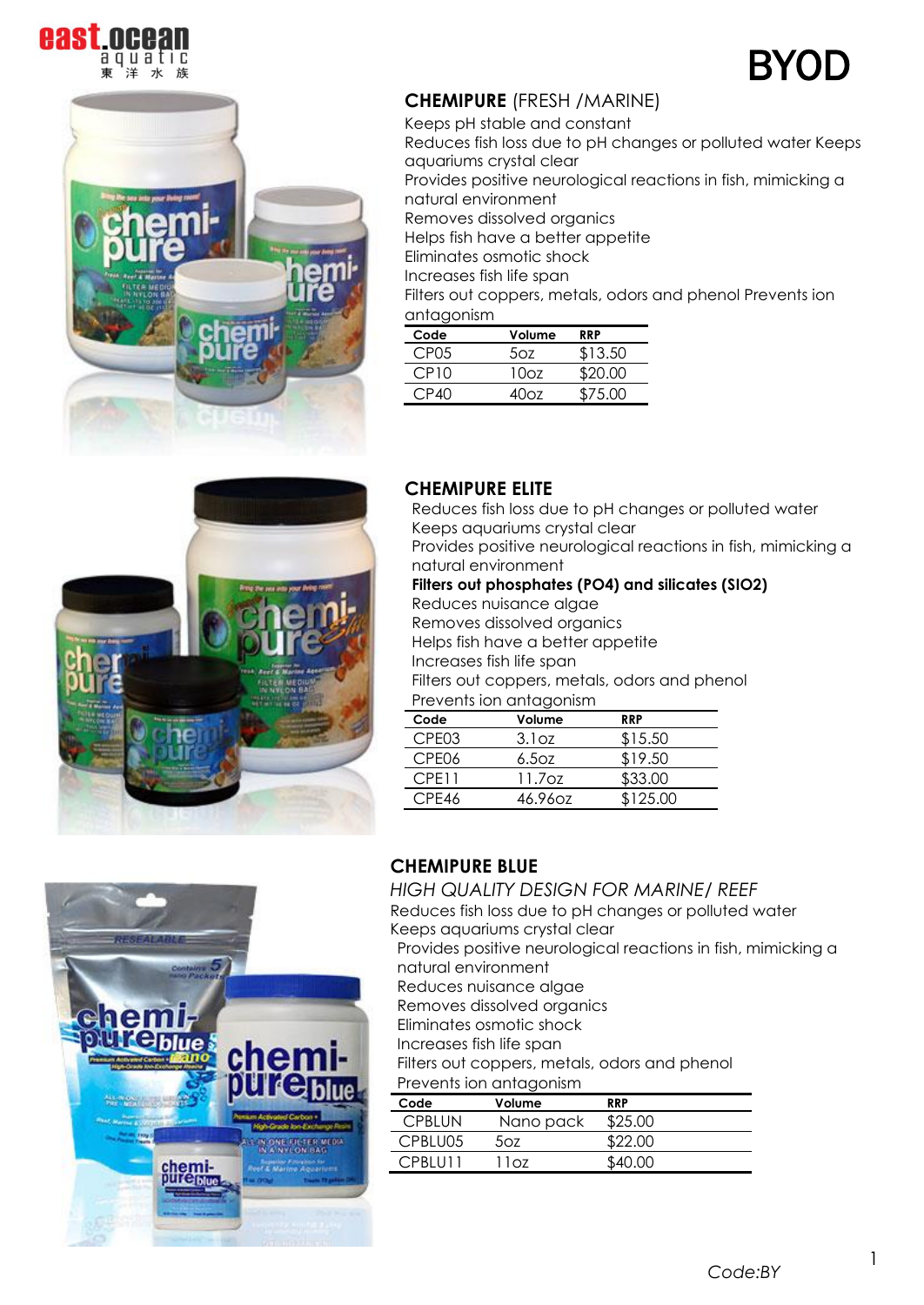east.ocean aquatic 東洋水族

# BYOD

## CHEMIPURE (FRESH /MARINE)

Keeps pH stable and constant
Reduces fish loss due to pH changes or polluted water Keeps aquariums crystal clear
Provides positive neurological reactions in fish, mimicking a natural environment
Removes dissolved organics
Helps fish have a better appetite
Eliminates osmotic shock
Increases fish life span
Filters out coppers, metals, odors and phenol Prevents ion antagonism

| Code | Volume | RRP |
|---|---|---|
| CP05 | 5oz | $13.50 |
| CP10 | 10oz | $20.00 |
| CP40 | 40oz | $75.00 |

## CHEMIPURE ELITE

Reduces fish loss due to pH changes or polluted water
Keeps aquariums crystal clear
Provides positive neurological reactions in fish, mimicking a natural environment
**Filters out phosphates (PO4) and silicates (SIO2)**
Reduces nuisance algae
Removes dissolved organics
Helps fish have a better appetite
Increases fish life span
Filters out coppers, metals, odors and phenol
Prevents ion antagonism

| Code | Volume | RRP |
|---|---|---|
| CPE03 | 3.1oz | $15.50 |
| CPE06 | 6.5oz | $19.50 |
| CPE11 | 11.7oz | $33.00 |
| CPE46 | 46.96oz | $125.00 |

## CHEMIPURE BLUE

*HIGH QUALITY DESIGN FOR MARINE/ REEF*

Reduces fish loss due to pH changes or polluted water
Keeps aquariums crystal clear
Provides positive neurological reactions in fish, mimicking a natural environment
Reduces nuisance algae
Removes dissolved organics
Eliminates osmotic shock
Increases fish life span
Filters out coppers, metals, odors and phenol
Prevents ion antagonism

| Code | Volume | RRP |
|---|---|---|
| CPBLUN | Nano pack | $25.00 |
| CPBLU05 | 5oz | $22.00 |
| CPBLU11 | 11oz | $40.00 |

*Code:BY*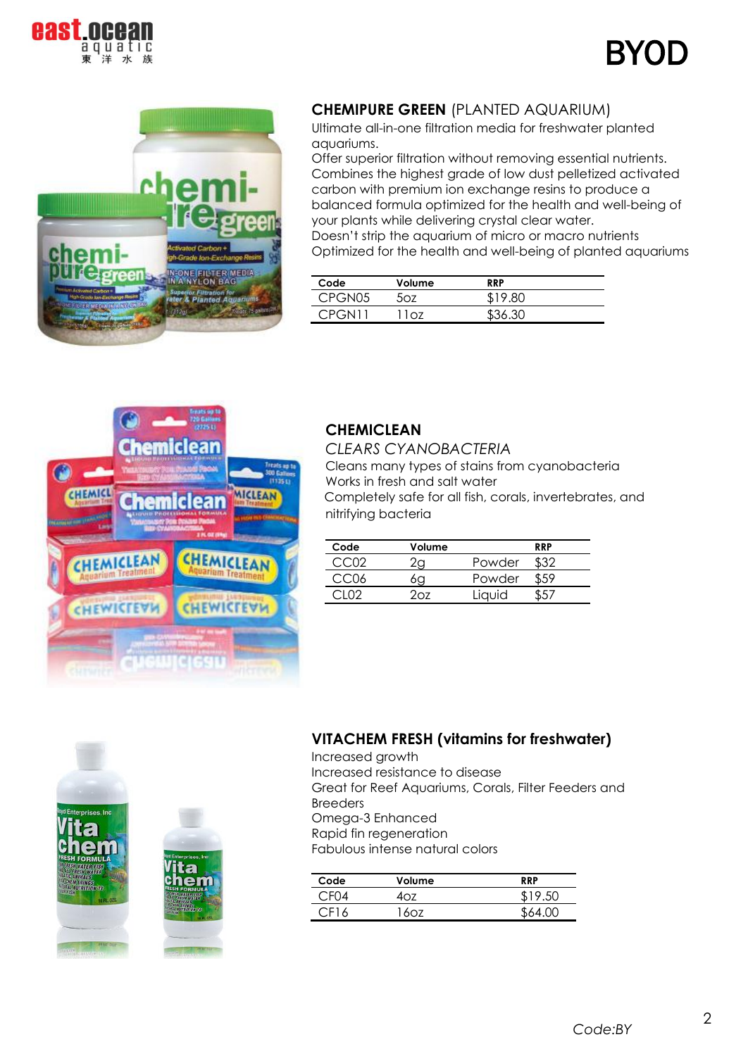# BYOD

## CHEMIPURE GREEN (PLANTED AQUARIUM)

Ultimate all-in-one filtration media for freshwater planted aquariums.
Offer superior filtration without removing essential nutrients.
Combines the highest grade of low dust pelletized activated carbon with premium ion exchange resins to produce a balanced formula optimized for the health and well-being of your plants while delivering crystal clear water.
Doesn't strip the aquarium of micro or macro nutrients
Optimized for the health and well-being of planted aquariums

| Code | Volume | RRP |
|---|---|---|
| CPGN05 | 5oz | $19.80 |
| CPGN11 | 11oz | $36.30 |

## CHEMICLEAN

*CLEARS CYANOBACTERIA*

Cleans many types of stains from cyanobacteria
Works in fresh and salt water
Completely safe for all fish, corals, invertebrates, and nitrifying bacteria

| Code | Volume | | RRP |
|---|---|---|---|
| CC02 | 2g | Powder | $32 |
| CC06 | 6g | Powder | $59 |
| CL02 | 2oz | Liquid | $57 |

## VITACHEM FRESH (vitamins for freshwater)

Increased growth
Increased resistance to disease
Great for Reef Aquariums, Corals, Filter Feeders and Breeders
Omega-3 Enhanced
Rapid fin regeneration
Fabulous intense natural colors

| Code | Volume | RRP |
|---|---|---|
| CF04 | 4oz | $19.50 |
| CF16 | 16oz | $64.00 |

*Code:BY*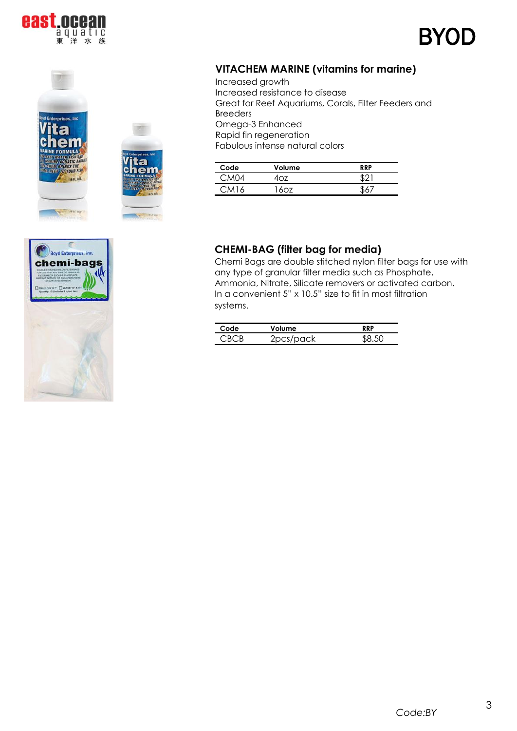# BYOD

## VITACHEM MARINE (vitamins for marine)

Increased growth
Increased resistance to disease
Great for Reef Aquariums, Corals, Filter Feeders and Breeders
Omega-3 Enhanced
Rapid fin regeneration
Fabulous intense natural colors

| Code | Volume | RRP |
|---|---|---|
| CM04 | 4oz | $21 |
| CM16 | 16oz | $67 |

## CHEMI-BAG (filter bag for media)

Chemi Bags are double stitched nylon filter bags for use with any type of granular filter media such as Phosphate, Ammonia, Nitrate, Silicate removers or activated carbon. In a convenient 5" x 10.5" size to fit in most filtration systems.

| Code | Volume | RRP |
|---|---|---|
| CBCB | 2pcs/pack | $8.50 |

*Code:BY*